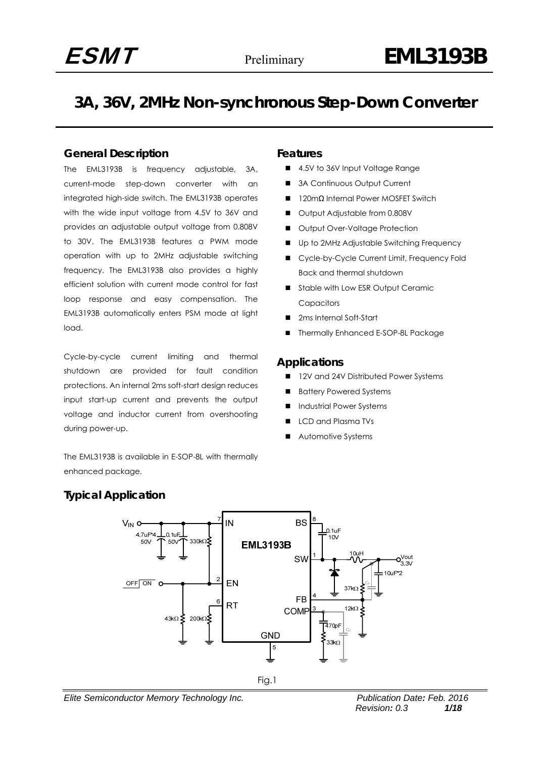# 3A, 36V, 2MHz Non-synchronous Step-Down Converter

## General Description

The EML3193B is frequency adjustable, 3A, current-mode step-down converter with an integrated high-side switch. The EML3193B operates with the wide input voltage from 4.5V to 36V and provides an adjustable output voltage from 0.808V to 30V. The EML3193B features a PWM mode operation with up to 2MHz adjustable switching frequency. The EML3193B also provides a highly efficient solution with current mode control for fast loop response and easy compensation. The EML3193B automatically enters PSM mode at light load.

Cycle-by-cycle current limiting and thermal shutdown are provided for fault condition protections. An internal 2ms soft-start design reduces input start-up current and prevents the output voltage and inductor current from overshooting during power-up.

The EML3193B is available in E-SOP-8L with thermally enhanced package.

## Features

- 4.5V to 36V Input Voltage Range
- 3A Continuous Output Current
- 120mΩ Internal Power MOSFET Switch
- Output Adjustable from 0.808V
- Output Over-Voltage Protection
- Up to 2MHz Adjustable Switching Frequency
- Cycle-by-Cycle Current Limit, Frequency Fold Back and thermal shutdown
- Stable with Low ESR Output Ceramic Capacitors
- 2ms Internal Soft-Start
- Thermally Enhanced E-SOP-8L Package

## Applications

- 12V and 24V Distributed Power Systems
- Battery Powered Systems
- Industrial Power Systems
- LCD and Plasma TVs
- Automotive Systems

## Typical Application

Fig.1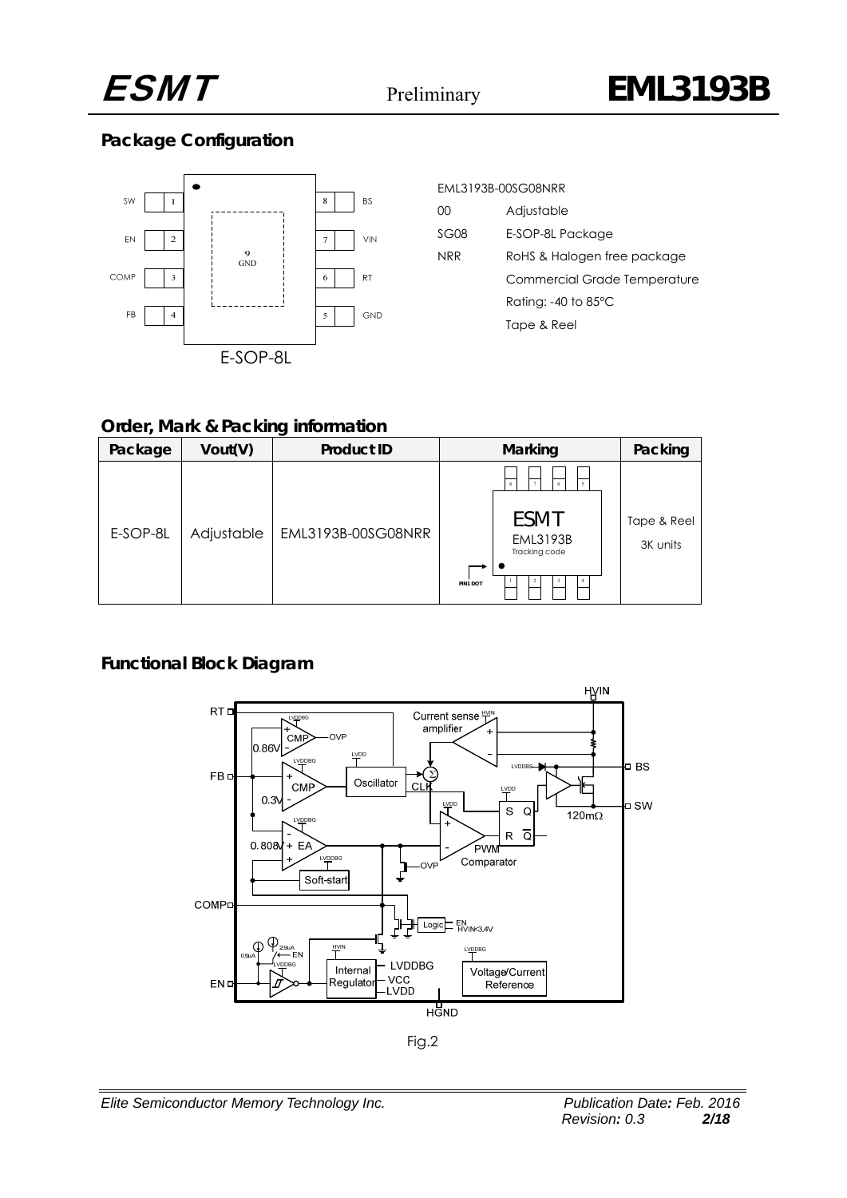## Package Configuration

E-SOP-8L

| Pin | Name | Pin | Name |
|---|---|---|---|
| 1 | SW | 8 | BS |
| 2 | EN | 7 | VIN |
| 3 | COMP | 6 | RT |
| 4 | FB | 5 | GND |
| 9 | GND | | |

EML3193B-00SG08NRR

| | |
|---|---|
| 00 | Adjustable |
| SG08 | E-SOP-8L Package |
| NRR | RoHS & Halogen free package |
| | Commercial Grade Temperature |
| | Rating: -40 to 85°C |
| | Tape & Reel |

## Order, Mark & Packing information

| Package | Vout(V) | Product ID | Marking | Packing |
|---|---|---|---|---|
| E-SOP-8L | Adjustable | EML3193B-00SG08NRR | ESMT<br>EML3193B<br>Tracking code<br>PIN1 DOT | Tape & Reel<br>3K units |

## Functional Block Diagram

Fig.2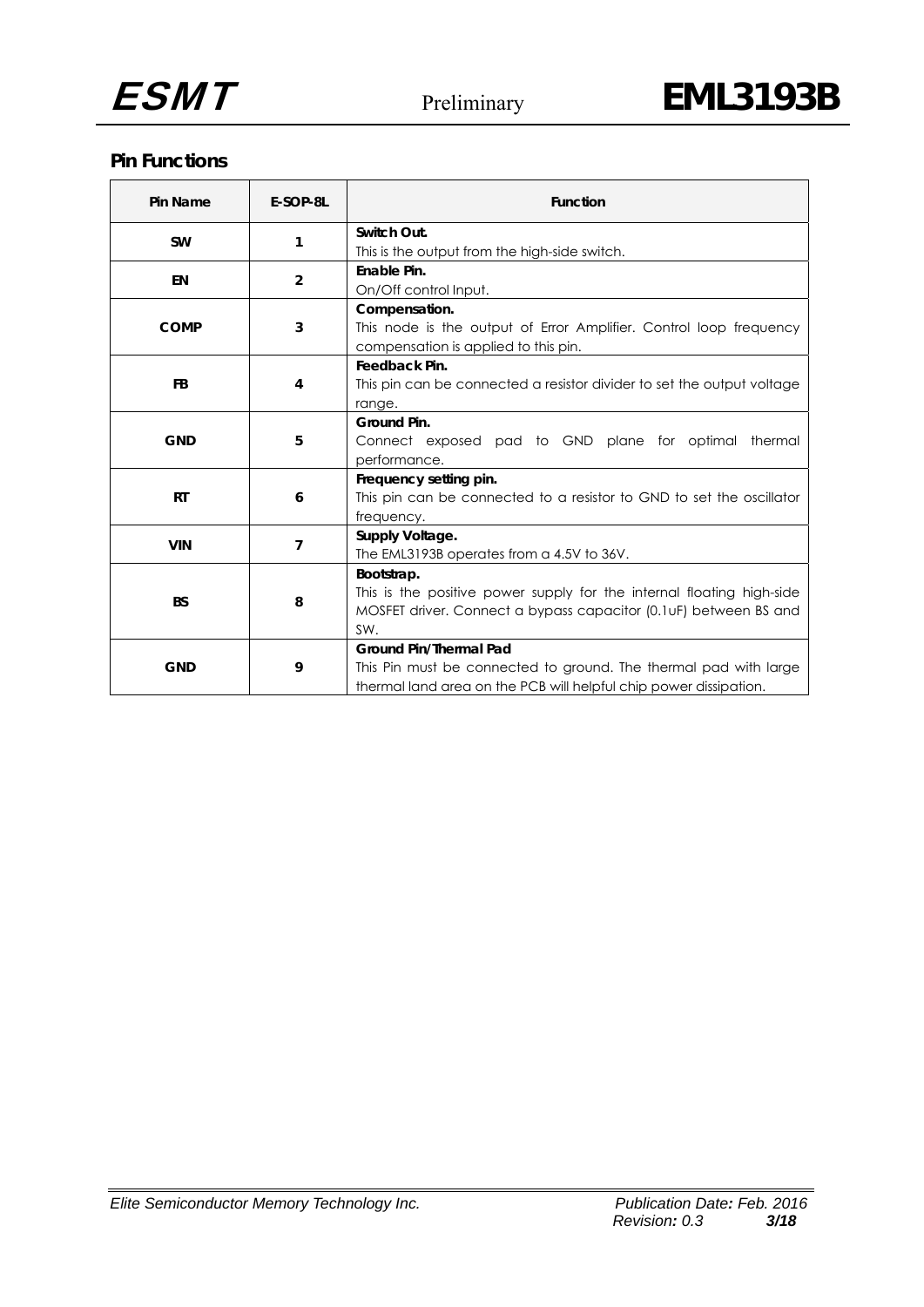## Pin Functions

| Pin Name | E-SOP-8L | Function |
|---|---|---|
| SW | 1 | **Switch Out.**<br>This is the output from the high-side switch. |
| EN | 2 | **Enable Pin.**<br>On/Off control Input. |
| COMP | 3 | **Compensation.**<br>This node is the output of Error Amplifier. Control loop frequency compensation is applied to this pin. |
| FB | 4 | **Feedback Pin.**<br>This pin can be connected a resistor divider to set the output voltage range. |
| GND | 5 | **Ground Pin.**<br>Connect exposed pad to GND plane for optimal thermal performance. |
| RT | 6 | **Frequency setting pin.**<br>This pin can be connected to a resistor to GND to set the oscillator frequency. |
| VIN | 7 | **Supply Voltage.**<br>The EML3193B operates from a 4.5V to 36V. |
| BS | 8 | **Bootstrap.**<br>This is the positive power supply for the internal floating high-side MOSFET driver. Connect a bypass capacitor (0.1uF) between BS and SW. |
| GND | 9 | **Ground Pin/Thermal Pad**<br>This Pin must be connected to ground. The thermal pad with large thermal land area on the PCB will helpful chip power dissipation. |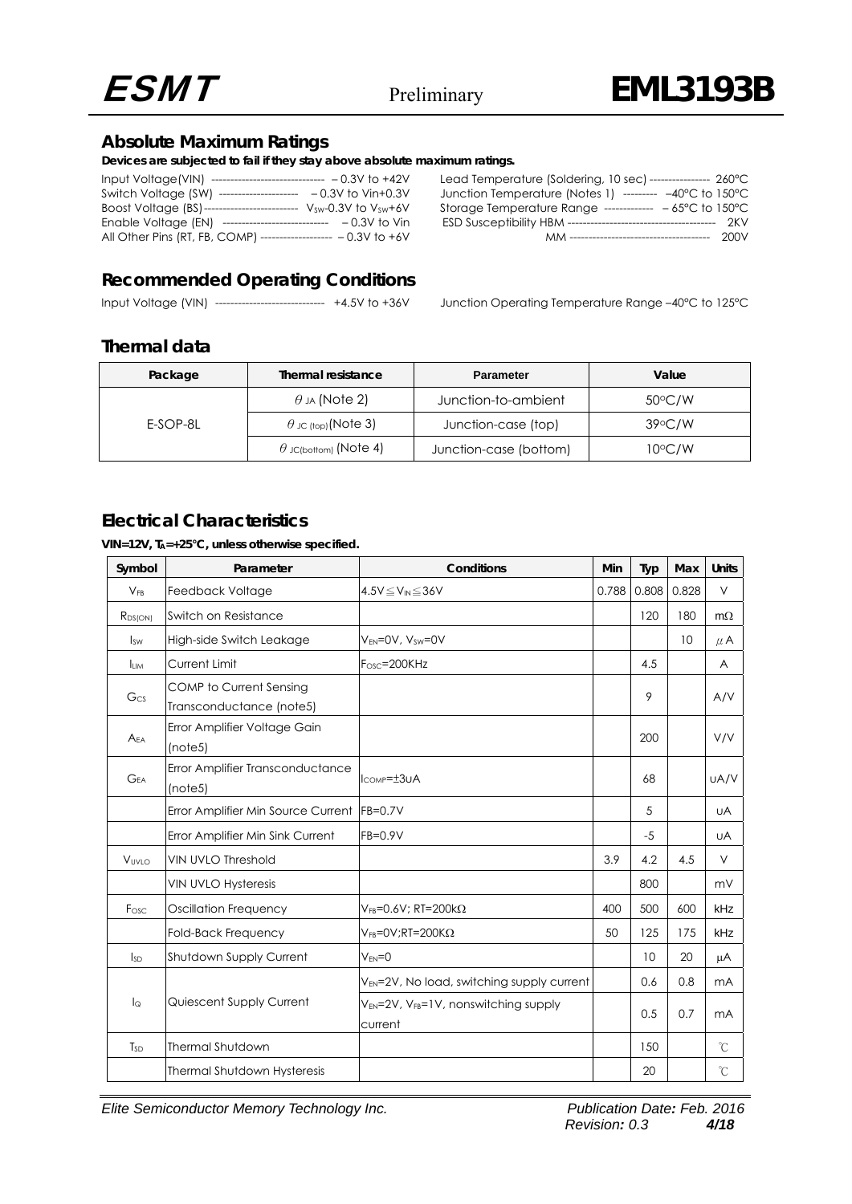## Absolute Maximum Ratings

**Devices are subjected to fail if they stay above absolute maximum ratings.**

Input Voltage(VIN) ------------------------------ – 0.3V to +42V
Switch Voltage (SW) --------------------- – 0.3V to Vin+0.3V
Boost Voltage (BS)------------------------ $V_{SW}$-0.3V to $V_{SW}$+6V
Enable Voltage (EN) ---------------------------- – 0.3V to Vin
All Other Pins (RT, FB, COMP) ------------------ – 0.3V to +6V

Lead Temperature (Soldering, 10 sec) ---------------- 260°C
Junction Temperature (Notes 1) --------- –40°C to 150°C
Storage Temperature Range ------------ – 65°C to 150°C
ESD Susceptibility HBM -------------------------------------- 2KV
MM ------------------------------------ 200V

## Recommended Operating Conditions

Input Voltage (VIN) ---------------------------- +4.5V to +36V

Junction Operating Temperature Range –40°C to 125°C

## Thermal data

| Package | Thermal resistance | Parameter | Value |
|---|---|---|---|
| E-SOP-8L | $\theta_{JA}$ (Note 2) | Junction-to-ambient | 50°C/W |
| | $\theta_{JC(top)}$(Note 3) | Junction-case (top) | 39°C/W |
| | $\theta_{JC(bottom)}$ (Note 4) | Junction-case (bottom) | 10°C/W |

## Electrical Characteristics

**VIN=12V, $T_A$=+25°C, unless otherwise specified.**

| Symbol | Parameter | Conditions | Min | Typ | Max | Units |
|---|---|---|---|---|---|---|
| $V_{FB}$ | Feedback Voltage | $4.5V \leq V_{IN} \leq 36V$ | 0.788 | 0.808 | 0.828 | V |
| $R_{DS(ON)}$ | Switch on Resistance | | | 120 | 180 | mΩ |
| $I_{SW}$ | High-side Switch Leakage | $V_{EN}$=0V, $V_{SW}$=0V | | | 10 | μA |
| $I_{LIM}$ | Current Limit | $F_{OSC}$=200KHz | | 4.5 | | A |
| $G_{CS}$ | COMP to Current Sensing Transconductance (note5) | | | 9 | | A/V |
| $A_{EA}$ | Error Amplifier Voltage Gain (note5) | | | 200 | | V/V |
| $G_{EA}$ | Error Amplifier Transconductance (note5) | $I_{COMP}$=±3uA | | 68 | | uA/V |
| | Error Amplifier Min Source Current | FB=0.7V | | 5 | | uA |
| | Error Amplifier Min Sink Current | FB=0.9V | | -5 | | uA |
| $V_{UVLO}$ | VIN UVLO Threshold | | 3.9 | 4.2 | 4.5 | V |
| | VIN UVLO Hysteresis | | | 800 | | mV |
| $F_{OSC}$ | Oscillation Frequency | $V_{FB}$=0.6V; RT=200kΩ | 400 | 500 | 600 | kHz |
| | Fold-Back Frequency | $V_{FB}$=0V;RT=200KΩ | 50 | 125 | 175 | kHz |
| $I_{SD}$ | Shutdown Supply Current | $V_{EN}$=0 | | 10 | 20 | μA |
| $I_Q$ | Quiescent Supply Current | $V_{EN}$=2V, No load, switching supply current | | 0.6 | 0.8 | mA |
| | | $V_{EN}$=2V, $V_{FB}$=1V, nonswitching supply current | | 0.5 | 0.7 | mA |
| $T_{SD}$ | Thermal Shutdown | | | 150 | | ℃ |
| | Thermal Shutdown Hysteresis | | | 20 | | ℃ |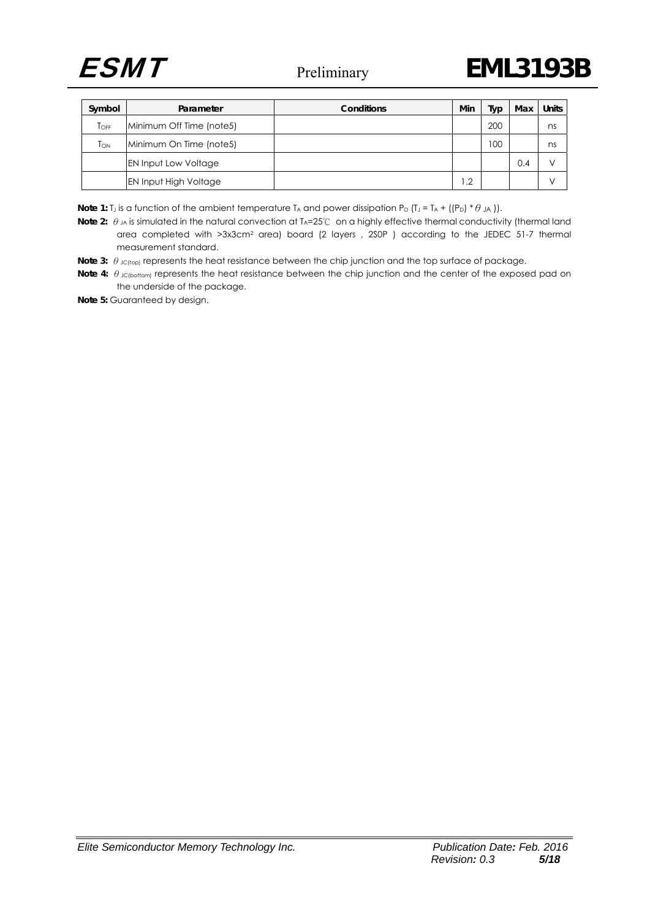| Symbol | Parameter | Conditions | Min | Typ | Max | Units |
|---|---|---|---|---|---|---|
| $T_{OFF}$ | Minimum Off Time (note5) | | | 200 | | ns |
| $T_{ON}$ | Minimum On Time (note5) | | | 100 | | ns |
| | EN Input Low Voltage | | | | 0.4 | V |
| | EN Input High Voltage | | 1.2 | | | V |

**Note 1:** $T_J$ is a function of the ambient temperature $T_A$ and power dissipation $P_D$ ($T_J = T_A + ((P_D) * \theta_{JA})$).

**Note 2:** $\theta_{JA}$ is simulated in the natural convection at $T_A$=25℃ on a highly effective thermal conductivity (thermal land area completed with >3x3cm² area) board (2 layers , 2S0P ) according to the JEDEC 51-7 thermal measurement standard.

**Note 3:** $\theta_{JC(top)}$ represents the heat resistance between the chip junction and the top surface of package.

**Note 4:** $\theta_{JC(bottom)}$ represents the heat resistance between the chip junction and the center of the exposed pad on the underside of the package.

**Note 5:** Guaranteed by design.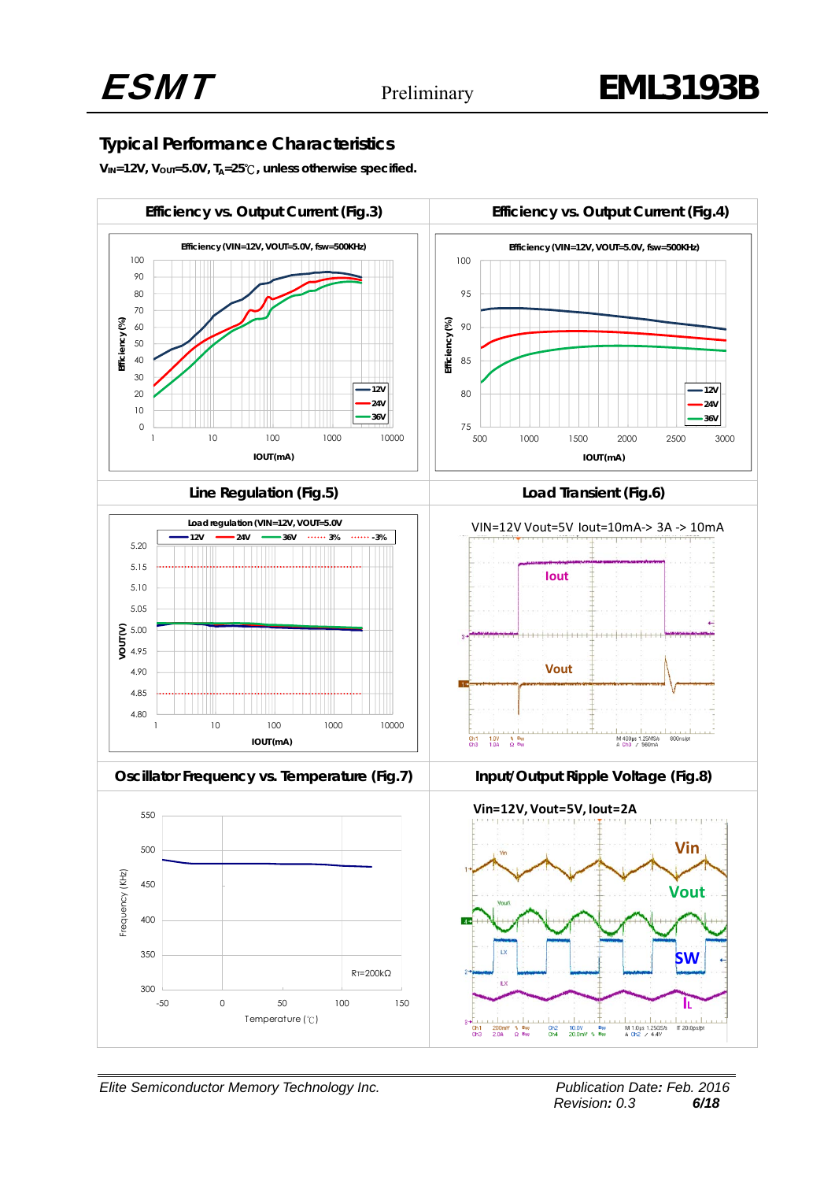## Typical Performance Characteristics

**$V_{IN}$=12V, $V_{OUT}$=5.0V, $T_A$=25℃, unless otherwise specified.**

| Efficiency vs. Output Current (Fig.3) | Efficiency vs. Output Current (Fig.4) |
|---|---|
| Efficiency (VIN=12V, VOUT=5.0V, fsw=500KHz) | Efficiency (VIN=12V, VOUT=5.0V, fsw=500KHz) |
| **Line Regulation (Fig.5)** | **Load Transient (Fig.6)** |
| Load regulation (VIN=12V, VOUT=5.0V | VIN=12V Vout=5V Iout=10mA-> 3A -> 10mA |
| **Oscillator Frequency vs. Temperature (Fig.7)** | **Input/Output Ripple Voltage (Fig.8)** |
| RT=200kΩ | Vin=12V, Vout=5V, Iout=2A |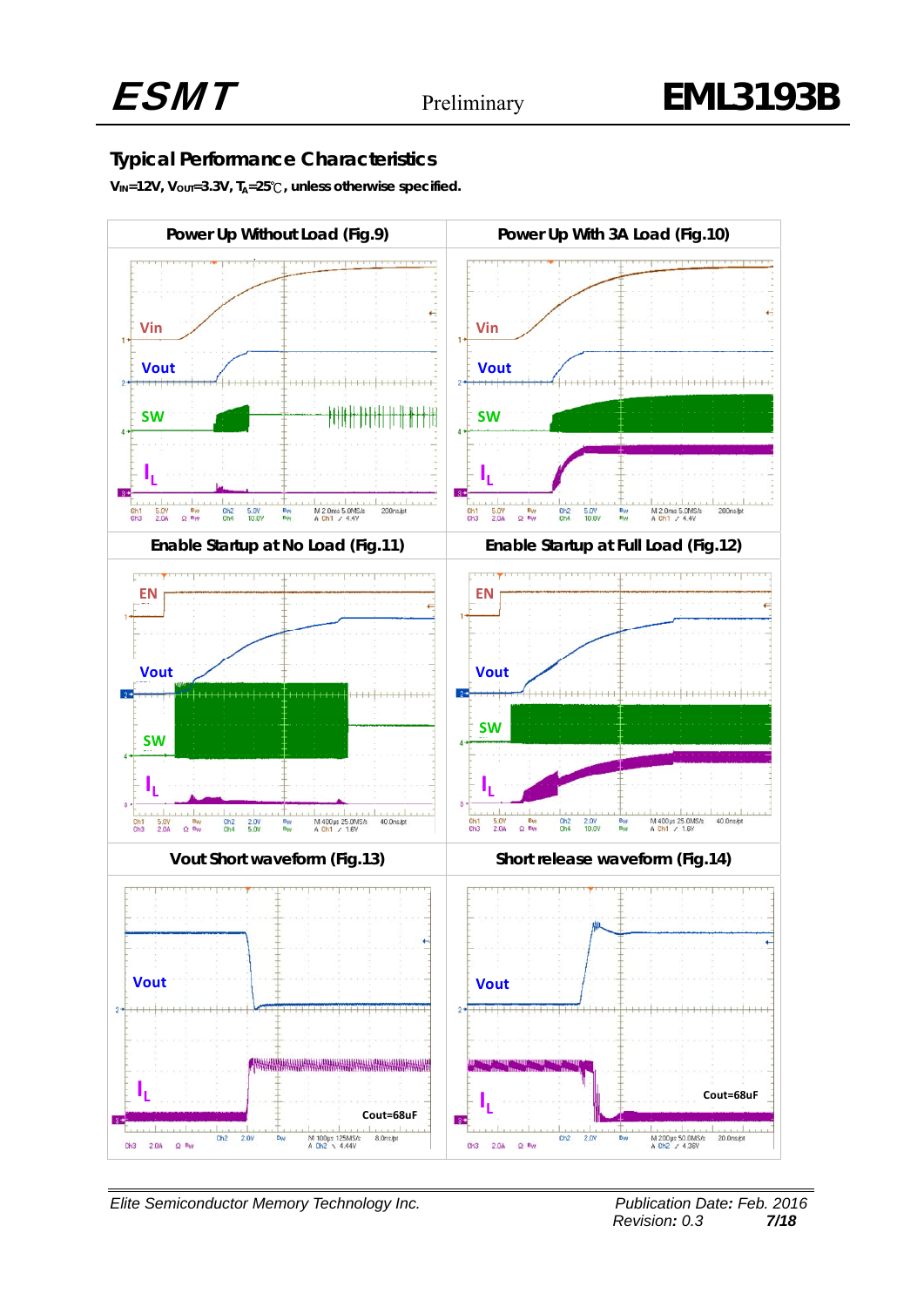## Typical Performance Characteristics

**$V_{IN}$=12V, $V_{OUT}$=3.3V, $T_A$=25℃, unless otherwise specified.**

| Power Up Without Load (Fig.9) | Power Up With 3A Load (Fig.10) |
|---|---|
| Enable Startup at No Load (Fig.11) | Enable Startup at Full Load (Fig.12) |
| Vout Short waveform (Fig.13) | Short release waveform (Fig.14) |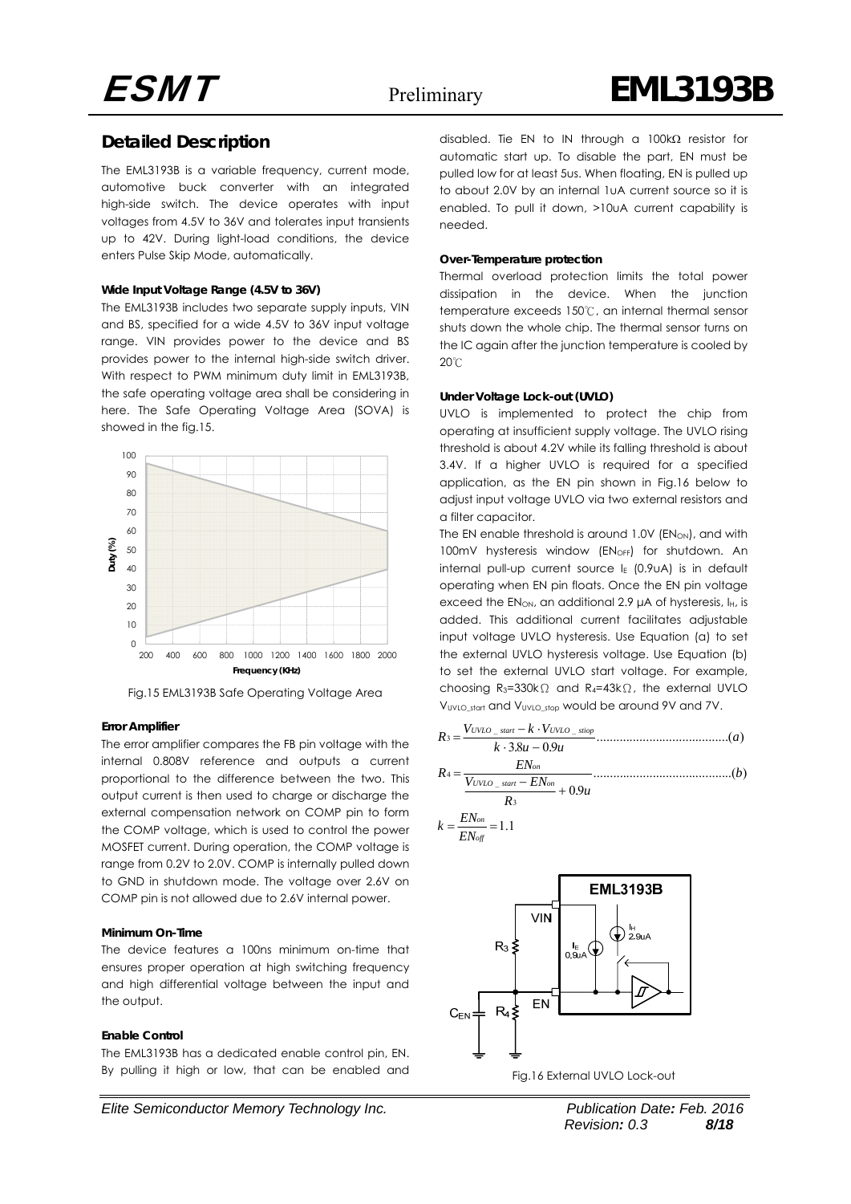## Detailed Description

The EML3193B is a variable frequency, current mode, automotive buck converter with an integrated high-side switch. The device operates with input voltages from 4.5V to 36V and tolerates input transients up to 42V. During light-load conditions, the device enters Pulse Skip Mode, automatically.

**Wide Input Voltage Range (4.5V to 36V)**

The EML3193B includes two separate supply inputs, VIN and BS, specified for a wide 4.5V to 36V input voltage range. VIN provides power to the device and BS provides power to the internal high-side switch driver. With respect to PWM minimum duty limit in EML3193B, the safe operating voltage area shall be considering in here. The Safe Operating Voltage Area (SOVA) is showed in the fig.15.

Fig.15 EML3193B Safe Operating Voltage Area

**Error Amplifier**

The error amplifier compares the FB pin voltage with the internal 0.808V reference and outputs a current proportional to the difference between the two. This output current is then used to charge or discharge the external compensation network on COMP pin to form the COMP voltage, which is used to control the power MOSFET current. During operation, the COMP voltage is range from 0.2V to 2.0V. COMP is internally pulled down to GND in shutdown mode. The voltage over 2.6V on COMP pin is not allowed due to 2.6V internal power.

**Minimum On-Time**

The device features a 100ns minimum on-time that ensures proper operation at high switching frequency and high differential voltage between the input and the output.

**Enable Control**

The EML3193B has a dedicated enable control pin, EN. By pulling it high or low, that can be enabled and disabled. Tie EN to IN through a 100kΩ resistor for automatic start up. To disable the part, EN must be pulled low for at least 5us. When floating, EN is pulled up to about 2.0V by an internal 1uA current source so it is enabled. To pull it down, >10uA current capability is needed.

**Over-Temperature protection**

Thermal overload protection limits the total power dissipation in the device. When the junction temperature exceeds 150℃, an internal thermal sensor shuts down the whole chip. The thermal sensor turns on the IC again after the junction temperature is cooled by 20℃

**Under Voltage Lock-out (UVLO)**

UVLO is implemented to protect the chip from operating at insufficient supply voltage. The UVLO rising threshold is about 4.2V while its falling threshold is about 3.4V. If a higher UVLO is required for a specified application, as the EN pin shown in Fig.16 below to adjust input voltage UVLO via two external resistors and a filter capacitor.

The EN enable threshold is around 1.0V ($EN_{ON}$), and with 100mV hysteresis window ($EN_{OFF}$) for shutdown. An internal pull-up current source $I_E$ (0.9uA) is in default operating when EN pin floats. Once the EN pin voltage exceed the $EN_{ON}$, an additional 2.9 μA of hysteresis, $I_H$, is added. This additional current facilitates adjustable input voltage UVLO hysteresis. Use Equation (a) to set the external UVLO hysteresis voltage. Use Equation (b) to set the external UVLO start voltage. For example, choosing $R_3$=330kΩ and $R_4$=43kΩ, the external UVLO $V_{UVLO\_start}$ and $V_{UVLO\_stop}$ would be around 9V and 7V.

$$R_3 = \frac{V_{UVLO\_start} - k \cdot V_{UVLO\_stiop}}{k \cdot 3.8u - 0.9u} \quad \text{.......................................}(a)$$

$$R_4 = \frac{EN_{on}}{\dfrac{V_{UVLO\_start} - EN_{on}}{R_3} + 0.9u} \quad \text{..........................................}(b)$$

$$k = \frac{EN_{on}}{EN_{off}} = 1.1$$

Fig.16 External UVLO Lock-out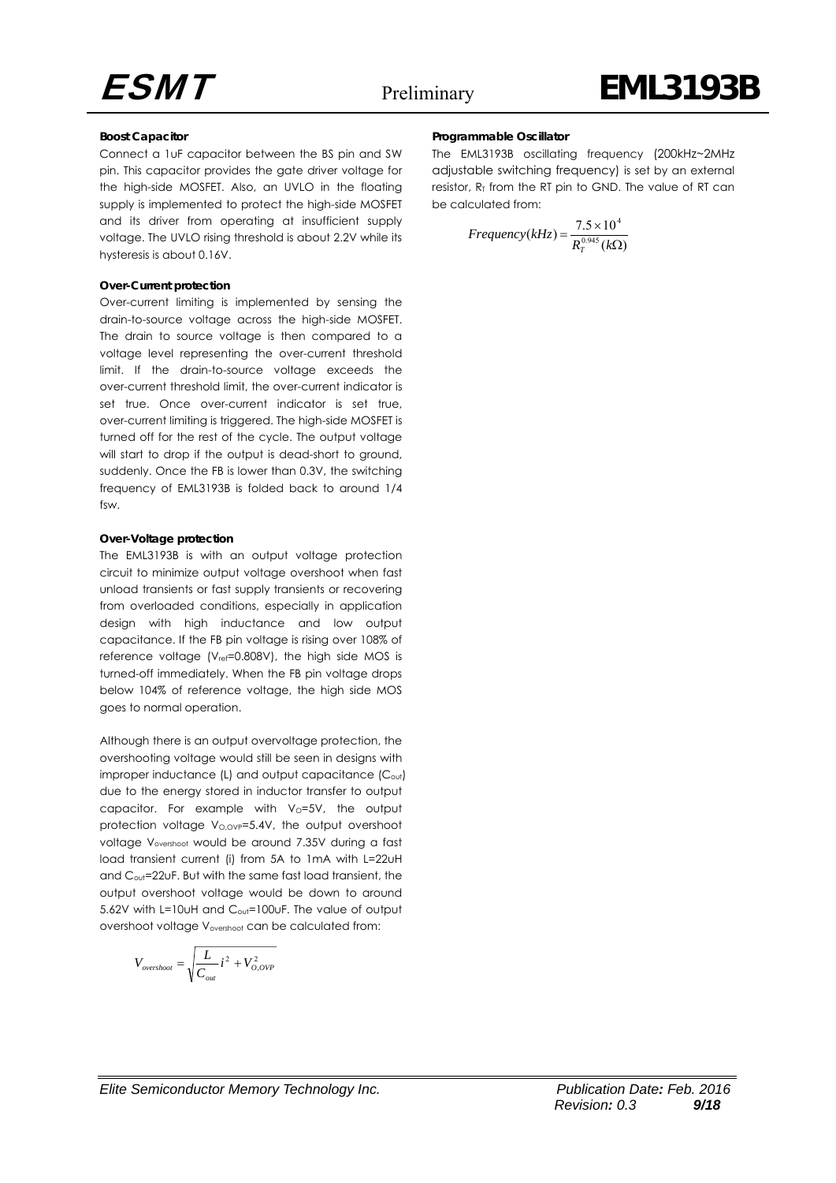**Boost Capacitor**

Connect a 1uF capacitor between the BS pin and SW pin. This capacitor provides the gate driver voltage for the high-side MOSFET. Also, an UVLO in the floating supply is implemented to protect the high-side MOSFET and its driver from operating at insufficient supply voltage. The UVLO rising threshold is about 2.2V while its hysteresis is about 0.16V.

**Over-Current protection**

Over-current limiting is implemented by sensing the drain-to-source voltage across the high-side MOSFET. The drain to source voltage is then compared to a voltage level representing the over-current threshold limit. If the drain-to-source voltage exceeds the over-current threshold limit, the over-current indicator is set true. Once over-current indicator is set true, over-current limiting is triggered. The high-side MOSFET is turned off for the rest of the cycle. The output voltage will start to drop if the output is dead-short to ground, suddenly. Once the FB is lower than 0.3V, the switching frequency of EML3193B is folded back to around 1/4 fsw.

**Over-Voltage protection**

The EML3193B is with an output voltage protection circuit to minimize output voltage overshoot when fast unload transients or fast supply transients or recovering from overloaded conditions, especially in application design with high inductance and low output capacitance. If the FB pin voltage is rising over 108% of reference voltage ($V_{ref}$=0.808V), the high side MOS is turned-off immediately. When the FB pin voltage drops below 104% of reference voltage, the high side MOS goes to normal operation.

Although there is an output overvoltage protection, the overshooting voltage would still be seen in designs with improper inductance (L) and output capacitance ($C_{out}$) due to the energy stored in inductor transfer to output capacitor. For example with $V_O$=5V, the output protection voltage $V_{O,OVP}$=5.4V, the output overshoot voltage $V_{overshoot}$ would be around 7.35V during a fast load transient current (i) from 5A to 1mA with L=22uH and $C_{out}$=22uF. But with the same fast load transient, the output overshoot voltage would be down to around 5.62V with L=10uH and $C_{out}$=100uF. The value of output overshoot voltage $V_{overshoot}$ can be calculated from:

$$V_{overshoot} = \sqrt{\frac{L}{C_{out}} i^2 + V_{O,OVP}^2}$$

**Programmable Oscillator**

The EML3193B oscillating frequency (200kHz~2MHz adjustable switching frequency) is set by an external resistor, $R_T$ from the RT pin to GND. The value of RT can be calculated from:

$$Frequency(kHz) = \frac{7.5 \times 10^4}{R_T^{0.945}(k\Omega)}$$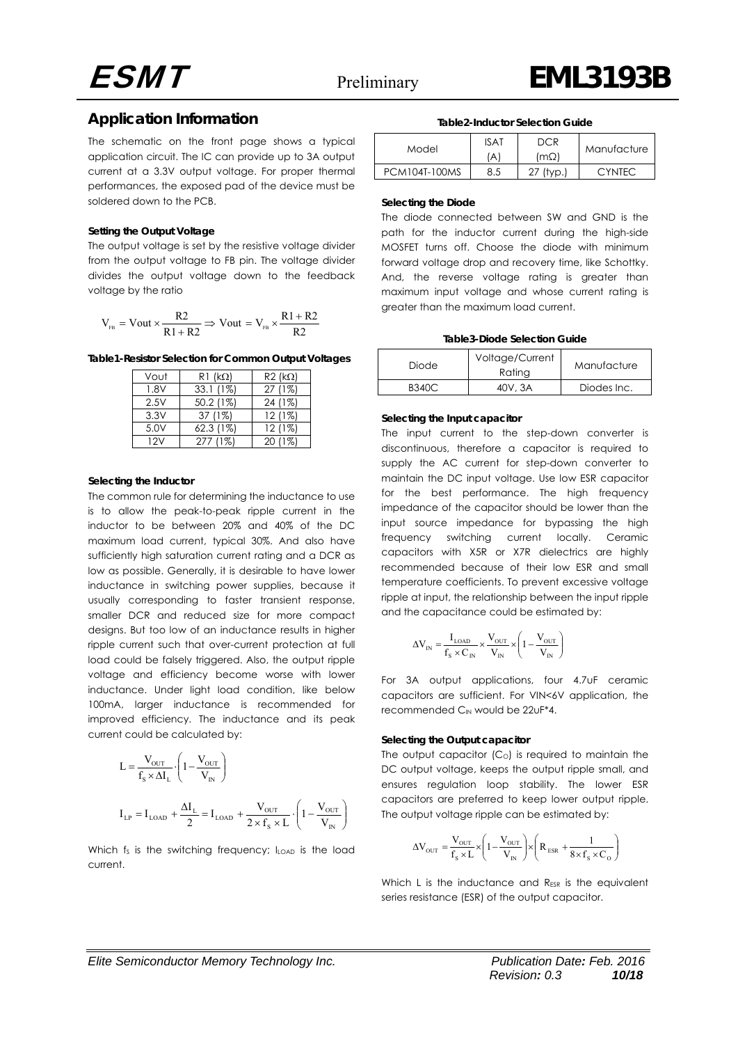## Application Information

The schematic on the front page shows a typical application circuit. The IC can provide up to 3A output current at a 3.3V output voltage. For proper thermal performances, the exposed pad of the device must be soldered down to the PCB.

### Setting the Output Voltage

The output voltage is set by the resistive voltage divider from the output voltage to FB pin. The voltage divider divides the output voltage down to the feedback voltage by the ratio

$$V_{FB} = Vout \times \frac{R2}{R1+R2} \Rightarrow Vout = V_{FB} \times \frac{R1+R2}{R2}$$

**Table1-Resistor Selection for Common Output Voltages**

| Vout | R1 (kΩ) | R2 (kΩ) |
|---|---|---|
| 1.8V | 33.1 (1%) | 27 (1%) |
| 2.5V | 50.2 (1%) | 24 (1%) |
| 3.3V | 37 (1%) | 12 (1%) |
| 5.0V | 62.3 (1%) | 12 (1%) |
| 12V | 277 (1%) | 20 (1%) |

### Selecting the Inductor

The common rule for determining the inductance to use is to allow the peak-to-peak ripple current in the inductor to be between 20% and 40% of the DC maximum load current, typical 30%. And also have sufficiently high saturation current rating and a DCR as low as possible. Generally, it is desirable to have lower inductance in switching power supplies, because it usually corresponding to faster transient response, smaller DCR and reduced size for more compact designs. But too low of an inductance results in higher ripple current such that over-current protection at full load could be falsely triggered. Also, the output ripple voltage and efficiency become worse with lower inductance. Under light load condition, like below 100mA, larger inductance is recommended for improved efficiency. The inductance and its peak current could be calculated by:

$$L = \frac{V_{OUT}}{f_S \times \Delta I_L} \cdot \left(1 - \frac{V_{OUT}}{V_{IN}}\right)$$

$$I_{LP} = I_{LOAD} + \frac{\Delta I_L}{2} = I_{LOAD} + \frac{V_{OUT}}{2 \times f_S \times L} \cdot \left(1 - \frac{V_{OUT}}{V_{IN}}\right)$$

Which $f_S$ is the switching frequency; $I_{LOAD}$ is the load current.

**Table2-Inductor Selection Guide**

| Model | ISAT (A) | DCR (mΩ) | Manufacture |
|---|---|---|---|
| PCM104T-100MS | 8.5 | 27 (typ.) | CYNTEC |

### Selecting the Diode

The diode connected between SW and GND is the path for the inductor current during the high-side MOSFET turns off. Choose the diode with minimum forward voltage drop and recovery time, like Schottky. And, the reverse voltage rating is greater than maximum input voltage and whose current rating is greater than the maximum load current.

**Table3-Diode Selection Guide**

| Diode | Voltage/Current Rating | Manufacture |
|---|---|---|
| B340C | 40V, 3A | Diodes Inc. |

### Selecting the Input capacitor

The input current to the step-down converter is discontinuous, therefore a capacitor is required to supply the AC current for step-down converter to maintain the DC input voltage. Use low ESR capacitor for the best performance. The high frequency impedance of the capacitor should be lower than the input source impedance for bypassing the high frequency switching current locally. Ceramic capacitors with X5R or X7R dielectrics are highly recommended because of their low ESR and small temperature coefficients. To prevent excessive voltage ripple at input, the relationship between the input ripple and the capacitance could be estimated by:

$$\Delta V_{IN} = \frac{I_{LOAD}}{f_S \times C_{IN}} \times \frac{V_{OUT}}{V_{IN}} \times \left(1 - \frac{V_{OUT}}{V_{IN}}\right)$$

For 3A output applications, four 4.7uF ceramic capacitors are sufficient. For VIN<6V application, the recommended $C_{IN}$ would be 22uF*4.

### Selecting the Output capacitor

The output capacitor ($C_O$) is required to maintain the DC output voltage, keeps the output ripple small, and ensures regulation loop stability. The lower ESR capacitors are preferred to keep lower output ripple. The output voltage ripple can be estimated by:

$$\Delta V_{OUT} = \frac{V_{OUT}}{f_S \times L} \times \left(1 - \frac{V_{OUT}}{V_{IN}}\right) \times \left(R_{ESR} + \frac{1}{8 \times f_S \times C_O}\right)$$

Which L is the inductance and $R_{ESR}$ is the equivalent series resistance (ESR) of the output capacitor.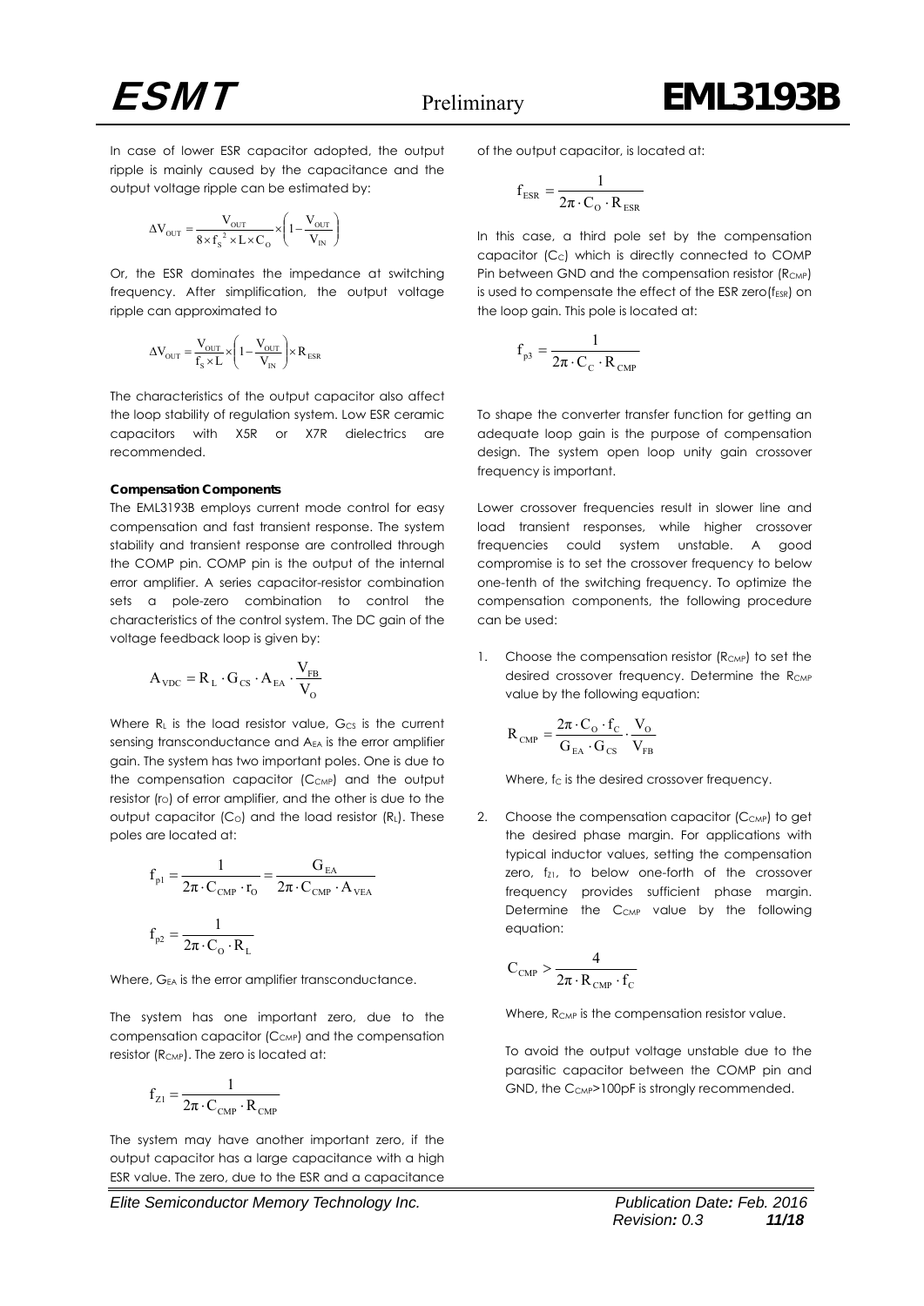In case of lower ESR capacitor adopted, the output ripple is mainly caused by the capacitance and the output voltage ripple can be estimated by:

$$\Delta V_{OUT} = \frac{V_{OUT}}{8 \times f_S^{\ 2} \times L \times C_O} \times \left(1 - \frac{V_{OUT}}{V_{IN}}\right)$$

Or, the ESR dominates the impedance at switching frequency. After simplification, the output voltage ripple can approximated to

$$\Delta V_{OUT} = \frac{V_{OUT}}{f_S \times L} \times \left(1 - \frac{V_{OUT}}{V_{IN}}\right) \times R_{ESR}$$

The characteristics of the output capacitor also affect the loop stability of regulation system. Low ESR ceramic capacitors with X5R or X7R dielectrics are recommended.

**Compensation Components**

The EML3193B employs current mode control for easy compensation and fast transient response. The system stability and transient response are controlled through the COMP pin. COMP pin is the output of the internal error amplifier. A series capacitor-resistor combination sets a pole-zero combination to control the characteristics of the control system. The DC gain of the voltage feedback loop is given by:

$$A_{VDC} = R_L \cdot G_{CS} \cdot A_{EA} \cdot \frac{V_{FB}}{V_O}$$

Where $R_L$ is the load resistor value, $G_{CS}$ is the current sensing transconductance and $A_{EA}$ is the error amplifier gain. The system has two important poles. One is due to the compensation capacitor ($C_{CMP}$) and the output resistor ($r_O$) of error amplifier, and the other is due to the output capacitor ($C_O$) and the load resistor ($R_L$). These poles are located at:

$$f_{p1} = \frac{1}{2\pi \cdot C_{CMP} \cdot r_O} = \frac{G_{EA}}{2\pi \cdot C_{CMP} \cdot A_{VEA}}$$

$$f_{p2} = \frac{1}{2\pi \cdot C_O \cdot R_L}$$

Where, $G_{EA}$ is the error amplifier transconductance.

The system has one important zero, due to the compensation capacitor ($C_{CMP}$) and the compensation resistor ($R_{CMP}$). The zero is located at:

$$f_{Z1} = \frac{1}{2\pi \cdot C_{CMP} \cdot R_{CMP}}$$

The system may have another important zero, if the output capacitor has a large capacitance with a high ESR value. The zero, due to the ESR and a capacitance of the output capacitor, is located at:

$$f_{ESR} = \frac{1}{2\pi \cdot C_O \cdot R_{ESR}}$$

In this case, a third pole set by the compensation capacitor ($C_C$) which is directly connected to COMP Pin between GND and the compensation resistor ($R_{CMP}$) is used to compensate the effect of the ESR zero($f_{ESR}$) on the loop gain. This pole is located at:

$$f_{p3} = \frac{1}{2\pi \cdot C_C \cdot R_{CMP}}$$

To shape the converter transfer function for getting an adequate loop gain is the purpose of compensation design. The system open loop unity gain crossover frequency is important.

Lower crossover frequencies result in slower line and load transient responses, while higher crossover frequencies could system unstable. A good compromise is to set the crossover frequency to below one-tenth of the switching frequency. To optimize the compensation components, the following procedure can be used:

1. Choose the compensation resistor ($R_{CMP}$) to set the desired crossover frequency. Determine the $R_{CMP}$ value by the following equation:

   $$R_{CMP} = \frac{2\pi \cdot C_O \cdot f_C}{G_{EA} \cdot G_{CS}} \cdot \frac{V_O}{V_{FB}}$$

   Where, $f_C$ is the desired crossover frequency.

2. Choose the compensation capacitor ($C_{CMP}$) to get the desired phase margin. For applications with typical inductor values, setting the compensation zero, $f_{Z1}$, to below one-forth of the crossover frequency provides sufficient phase margin. Determine the $C_{CMP}$ value by the following equation:

   $$C_{CMP} > \frac{4}{2\pi \cdot R_{CMP} \cdot f_C}$$

   Where, $R_{CMP}$ is the compensation resistor value.

   To avoid the output voltage unstable due to the parasitic capacitor between the COMP pin and GND, the $C_{CMP}$>100pF is strongly recommended.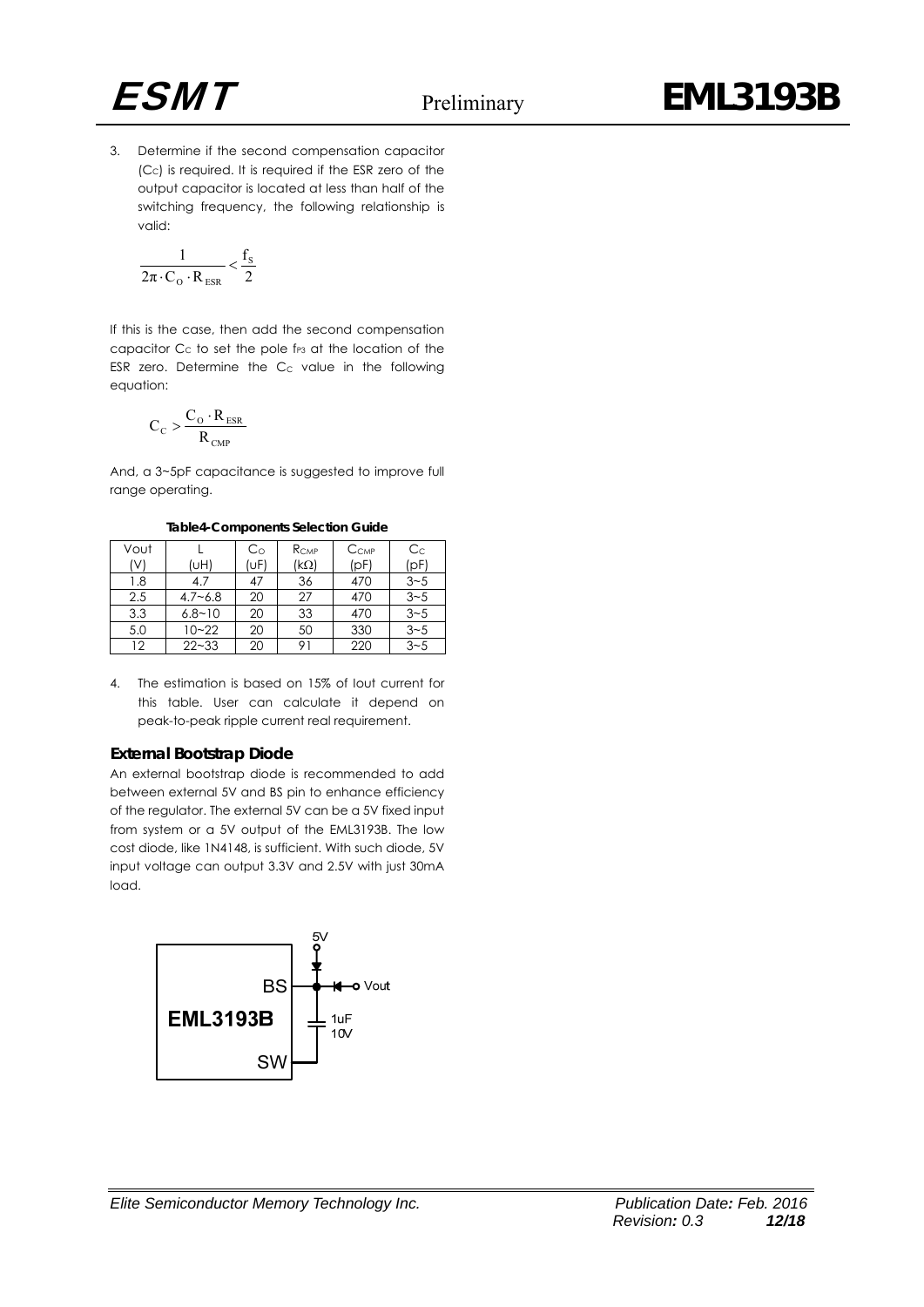3. Determine if the second compensation capacitor ($C_C$) is required. It is required if the ESR zero of the output capacitor is located at less than half of the switching frequency, the following relationship is valid:

$$\frac{1}{2\pi \cdot C_O \cdot R_{ESR}} < \frac{f_S}{2}$$

If this is the case, then add the second compensation capacitor $C_C$ to set the pole $f_{P3}$ at the location of the ESR zero. Determine the $C_C$ value in the following equation:

$$C_C > \frac{C_O \cdot R_{ESR}}{R_{CMP}}$$

And, a 3~5pF capacitance is suggested to improve full range operating.

**Table4-Components Selection Guide**

| Vout (V) | L (uH) | $C_O$ (uF) | $R_{CMP}$ (kΩ) | $C_{CMP}$ (pF) | $C_C$ (pF) |
|---|---|---|---|---|---|
| 1.8 | 4.7 | 47 | 36 | 470 | 3~5 |
| 2.5 | 4.7~6.8 | 20 | 27 | 470 | 3~5 |
| 3.3 | 6.8~10 | 20 | 33 | 470 | 3~5 |
| 5.0 | 10~22 | 20 | 50 | 330 | 3~5 |
| 12 | 22~33 | 20 | 91 | 220 | 3~5 |

4. The estimation is based on 15% of Iout current for this table. User can calculate it depend on peak-to-peak ripple current real requirement.

### External Bootstrap Diode

An external bootstrap diode is recommended to add between external 5V and BS pin to enhance efficiency of the regulator. The external 5V can be a 5V fixed input from system or a 5V output of the EML3193B. The low cost diode, like 1N4148, is sufficient. With such diode, 5V input voltage can output 3.3V and 2.5V with just 30mA load.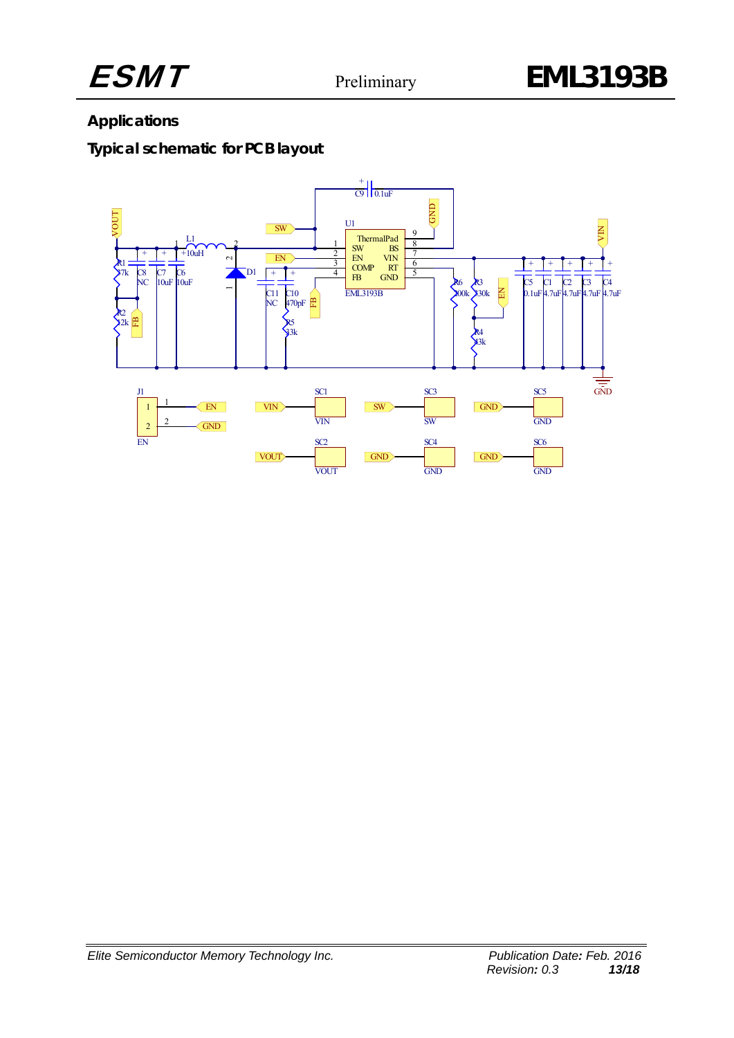## Applications

### Typical schematic for PCB layout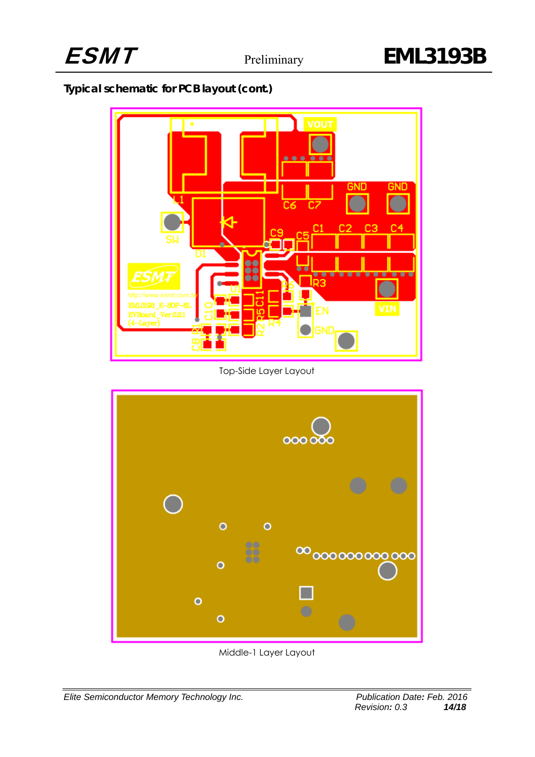**Typical schematic for PCB layout (cont.)**

Top-Side Layer Layout

Middle-1 Layer Layout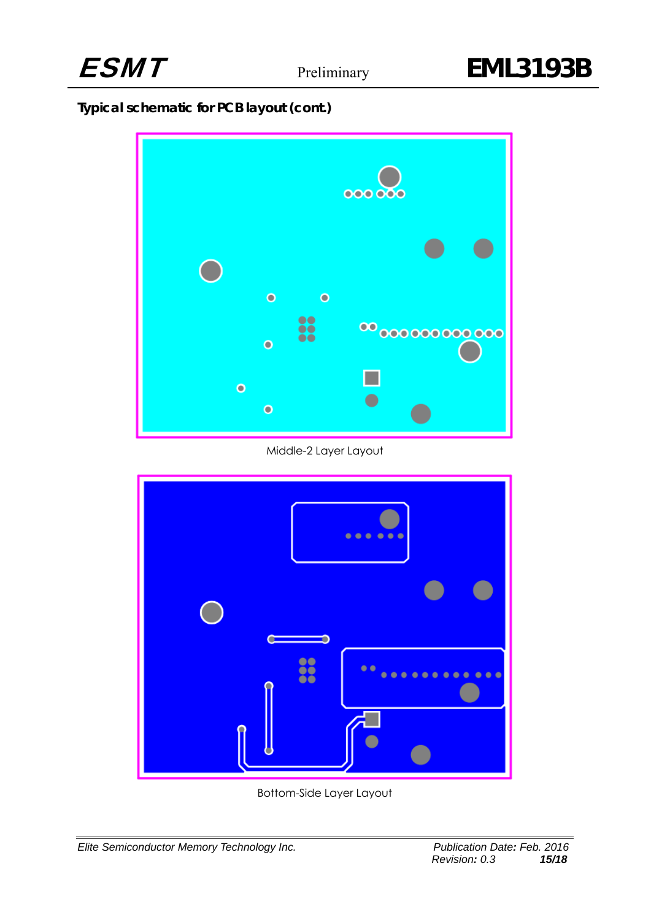## Typical schematic for PCB layout (cont.)

Middle-2 Layer Layout

Bottom-Side Layer Layout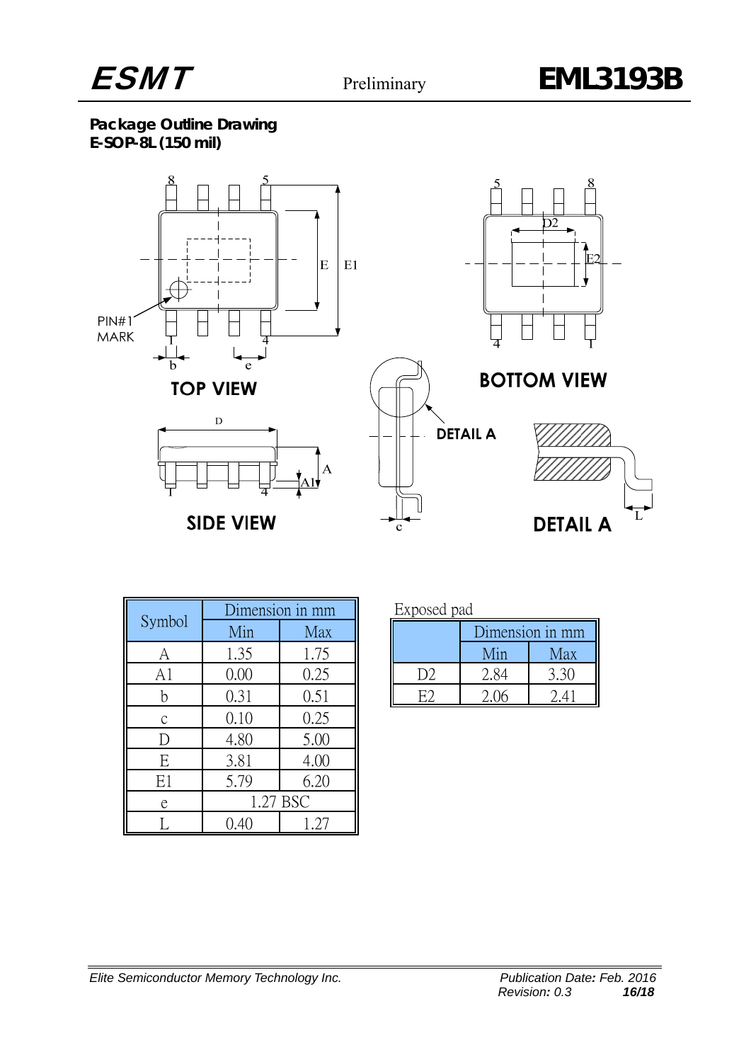**Package Outline Drawing**
**E-SOP-8L (150 mil)**

| Symbol | Dimension in mm | |
|---|---|---|
| | Min | Max |
| A | 1.35 | 1.75 |
| A1 | 0.00 | 0.25 |
| b | 0.31 | 0.51 |
| c | 0.10 | 0.25 |
| D | 4.80 | 5.00 |
| E | 3.81 | 4.00 |
| E1 | 5.79 | 6.20 |
| e | 1.27 BSC | |
| L | 0.40 | 1.27 |

Exposed pad

| | Dimension in mm | |
|---|---|---|
| | Min | Max |
| D2 | 2.84 | 3.30 |
| E2 | 2.06 | 2.41 |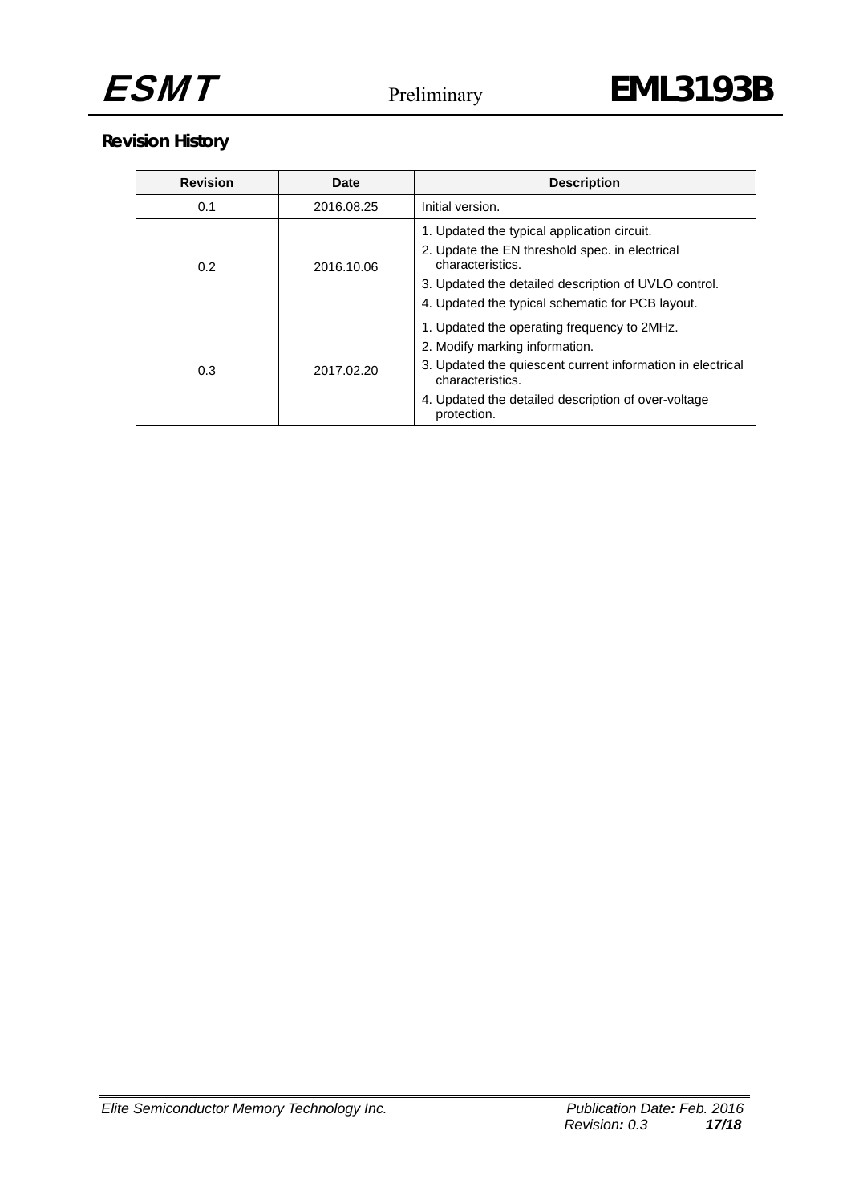## Revision History

| Revision | Date | Description |
|---|---|---|
| 0.1 | 2016.08.25 | Initial version. |
| 0.2 | 2016.10.06 | 1. Updated the typical application circuit.<br>2. Update the EN threshold spec. in electrical characteristics.<br>3. Updated the detailed description of UVLO control.<br>4. Updated the typical schematic for PCB layout. |
| 0.3 | 2017.02.20 | 1. Updated the operating frequency to 2MHz.<br>2. Modify marking information.<br>3. Updated the quiescent current information in electrical characteristics.<br>4. Updated the detailed description of over-voltage protection. |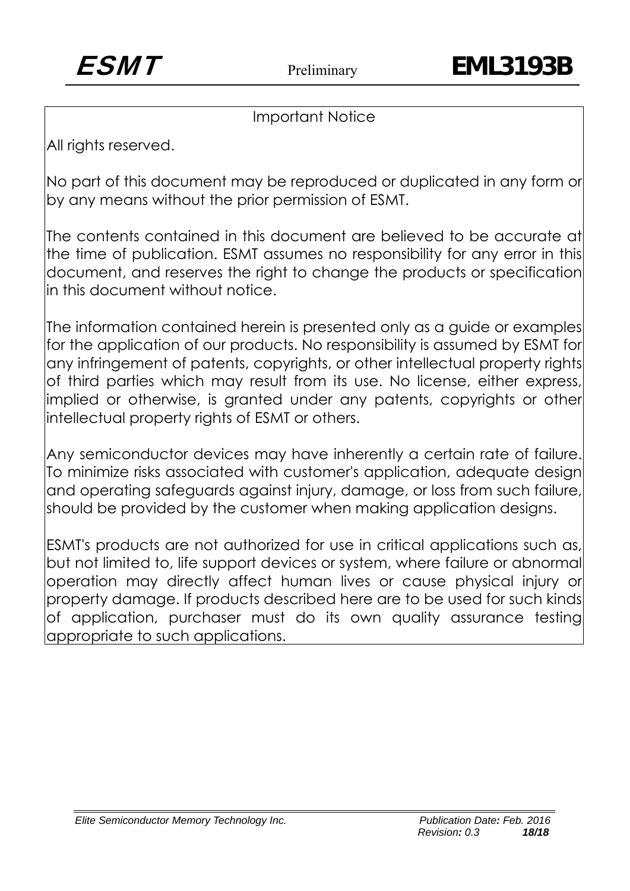## Important Notice

All rights reserved.

No part of this document may be reproduced or duplicated in any form or by any means without the prior permission of ESMT.

The contents contained in this document are believed to be accurate at the time of publication. ESMT assumes no responsibility for any error in this document, and reserves the right to change the products or specification in this document without notice.

The information contained herein is presented only as a guide or examples for the application of our products. No responsibility is assumed by ESMT for any infringement of patents, copyrights, or other intellectual property rights of third parties which may result from its use. No license, either express, implied or otherwise, is granted under any patents, copyrights or other intellectual property rights of ESMT or others.

Any semiconductor devices may have inherently a certain rate of failure. To minimize risks associated with customer's application, adequate design and operating safeguards against injury, damage, or loss from such failure, should be provided by the customer when making application designs.

ESMT's products are not authorized for use in critical applications such as, but not limited to, life support devices or system, where failure or abnormal operation may directly affect human lives or cause physical injury or property damage. If products described here are to be used for such kinds of application, purchaser must do its own quality assurance testing appropriate to such applications.